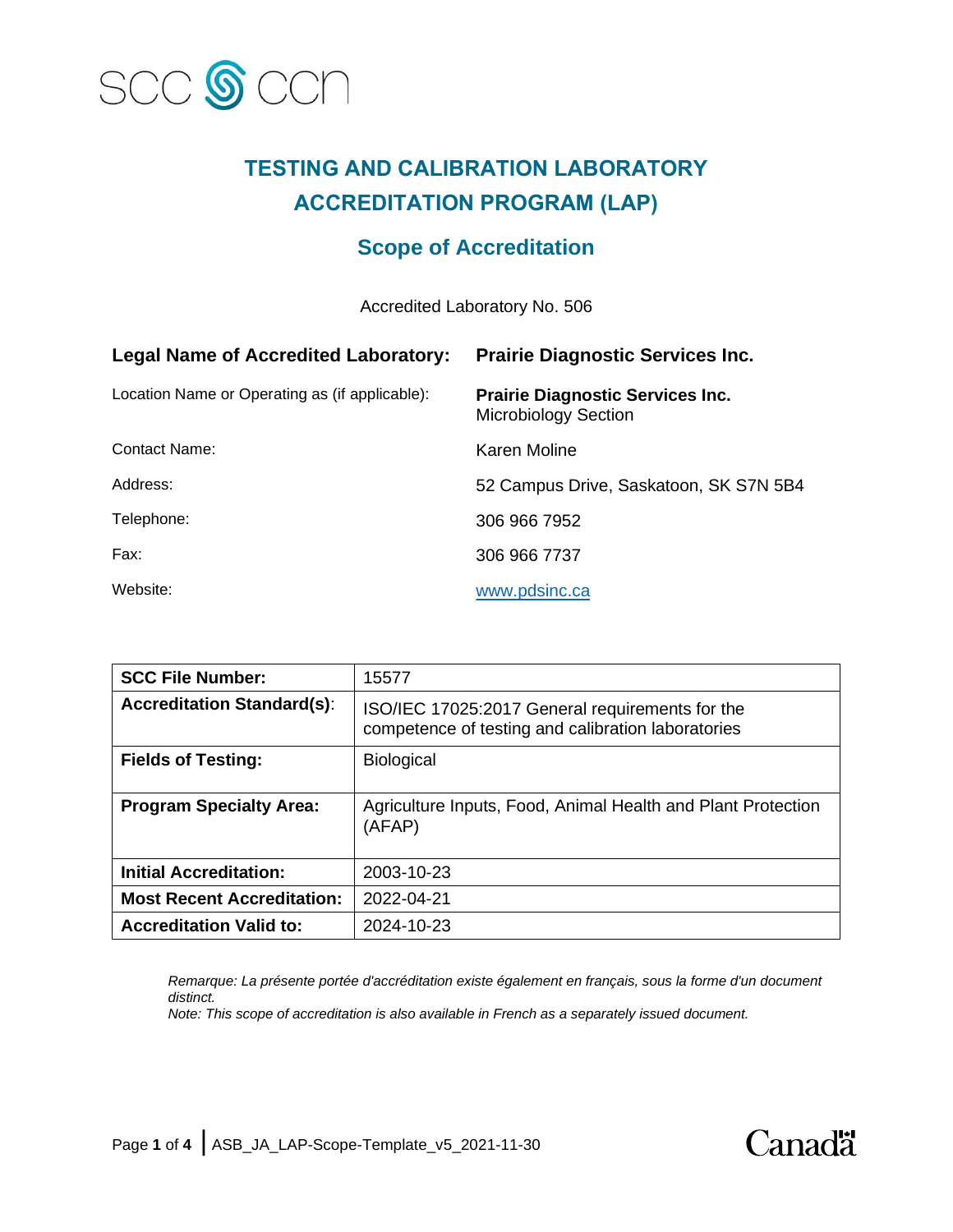# TESTING AND CALIBRATION LABORATORY ACCREDITATION PROGRAM (LAP)

## Scope of Accreditation

Accredited Laboratory No. 506

| | |
|---|---|
| **Legal Name of Accredited Laboratory:** | **Prairie Diagnostic Services Inc.** |
| Location Name or Operating as (if applicable): | **Prairie Diagnostic Services Inc.** Microbiology Section |
| Contact Name: | Karen Moline |
| Address: | 52 Campus Drive, Saskatoon, SK S7N 5B4 |
| Telephone: | 306 966 7952 |
| Fax: | 306 966 7737 |
| Website: | www.pdsinc.ca |

| | |
|---|---|
| **SCC File Number:** | 15577 |
| **Accreditation Standard(s):** | ISO/IEC 17025:2017 General requirements for the competence of testing and calibration laboratories |
| **Fields of Testing:** | Biological |
| **Program Specialty Area:** | Agriculture Inputs, Food, Animal Health and Plant Protection (AFAP) |
| **Initial Accreditation:** | 2003-10-23 |
| **Most Recent Accreditation:** | 2022-04-21 |
| **Accreditation Valid to:** | 2024-10-23 |

*Remarque: La présente portée d'accréditation existe également en français, sous la forme d'un document distinct.*
*Note: This scope of accreditation is also available in French as a separately issued document.*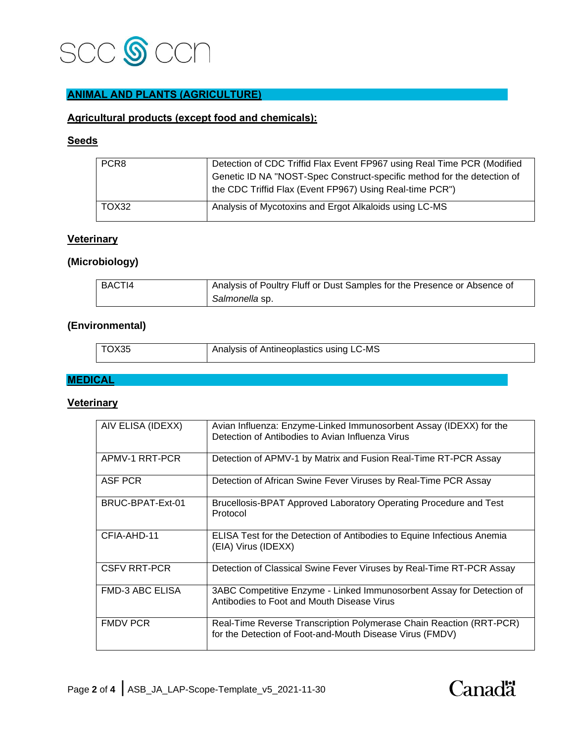## ANIMAL AND PLANTS (AGRICULTURE)

### Agricultural products (except food and chemicals):

#### Seeds

| | |
|---|---|
| PCR8 | Detection of CDC Triffid Flax Event FP967 using Real Time PCR (Modified Genetic ID NA "NOST-Spec Construct-specific method for the detection of the CDC Triffid Flax (Event FP967) Using Real-time PCR") |
| TOX32 | Analysis of Mycotoxins and Ergot Alkaloids using LC-MS |

#### Veterinary

**(Microbiology)**

| | |
|---|---|
| BACTI4 | Analysis of Poultry Fluff or Dust Samples for the Presence or Absence of *Salmonella* sp. |

**(Environmental)**

| | |
|---|---|
| TOX35 | Analysis of Antineoplastics using LC-MS |

## MEDICAL

#### Veterinary

| | |
|---|---|
| AIV ELISA (IDEXX) | Avian Influenza: Enzyme-Linked Immunosorbent Assay (IDEXX) for the Detection of Antibodies to Avian Influenza Virus |
| APMV-1 RRT-PCR | Detection of APMV-1 by Matrix and Fusion Real-Time RT-PCR Assay |
| ASF PCR | Detection of African Swine Fever Viruses by Real-Time PCR Assay |
| BRUC-BPAT-Ext-01 | Brucellosis-BPAT Approved Laboratory Operating Procedure and Test Protocol |
| CFIA-AHD-11 | ELISA Test for the Detection of Antibodies to Equine Infectious Anemia (EIA) Virus (IDEXX) |
| CSFV RRT-PCR | Detection of Classical Swine Fever Viruses by Real-Time RT-PCR Assay |
| FMD-3 ABC ELISA | 3ABC Competitive Enzyme - Linked Immunosorbent Assay for Detection of Antibodies to Foot and Mouth Disease Virus |
| FMDV PCR | Real-Time Reverse Transcription Polymerase Chain Reaction (RRT-PCR) for the Detection of Foot-and-Mouth Disease Virus (FMDV) |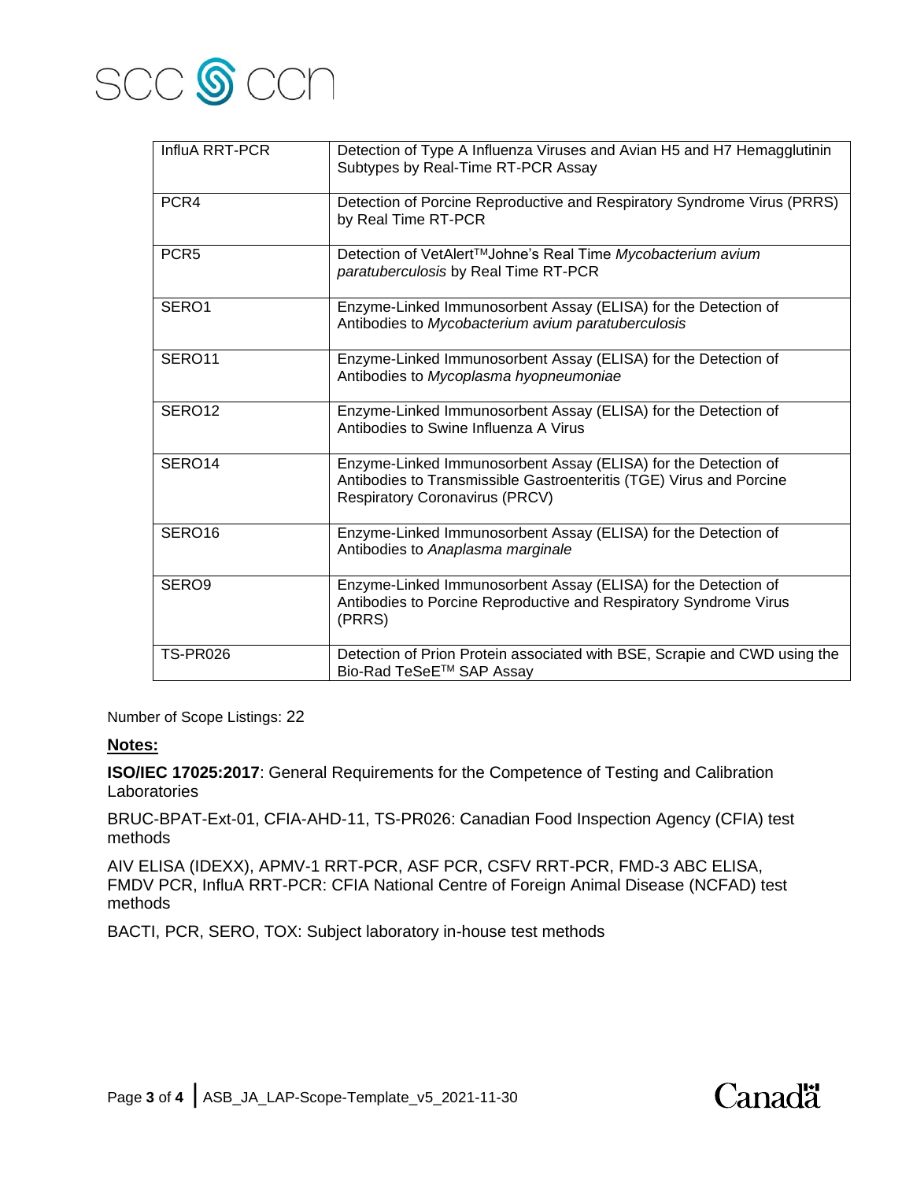| | |
|---|---|
| InfluA RRT-PCR | Detection of Type A Influenza Viruses and Avian H5 and H7 Hemagglutinin Subtypes by Real-Time RT-PCR Assay |
| PCR4 | Detection of Porcine Reproductive and Respiratory Syndrome Virus (PRRS) by Real Time RT-PCR |
| PCR5 | Detection of VetAlert™Johne's Real Time *Mycobacterium avium paratuberculosis* by Real Time RT-PCR |
| SERO1 | Enzyme-Linked Immunosorbent Assay (ELISA) for the Detection of Antibodies to *Mycobacterium avium paratuberculosis* |
| SERO11 | Enzyme-Linked Immunosorbent Assay (ELISA) for the Detection of Antibodies to *Mycoplasma hyopneumoniae* |
| SERO12 | Enzyme-Linked Immunosorbent Assay (ELISA) for the Detection of Antibodies to Swine Influenza A Virus |
| SERO14 | Enzyme-Linked Immunosorbent Assay (ELISA) for the Detection of Antibodies to Transmissible Gastroenteritis (TGE) Virus and Porcine Respiratory Coronavirus (PRCV) |
| SERO16 | Enzyme-Linked Immunosorbent Assay (ELISA) for the Detection of Antibodies to *Anaplasma marginale* |
| SERO9 | Enzyme-Linked Immunosorbent Assay (ELISA) for the Detection of Antibodies to Porcine Reproductive and Respiratory Syndrome Virus (PRRS) |
| TS-PR026 | Detection of Prion Protein associated with BSE, Scrapie and CWD using the Bio-Rad TeSeE™ SAP Assay |

Number of Scope Listings: 22

**Notes:**

**ISO/IEC 17025:2017**: General Requirements for the Competence of Testing and Calibration Laboratories

BRUC-BPAT-Ext-01, CFIA-AHD-11, TS-PR026: Canadian Food Inspection Agency (CFIA) test methods

AIV ELISA (IDEXX), APMV-1 RRT-PCR, ASF PCR, CSFV RRT-PCR, FMD-3 ABC ELISA, FMDV PCR, InfluA RRT-PCR: CFIA National Centre of Foreign Animal Disease (NCFAD) test methods

BACTI, PCR, SERO, TOX: Subject laboratory in-house test methods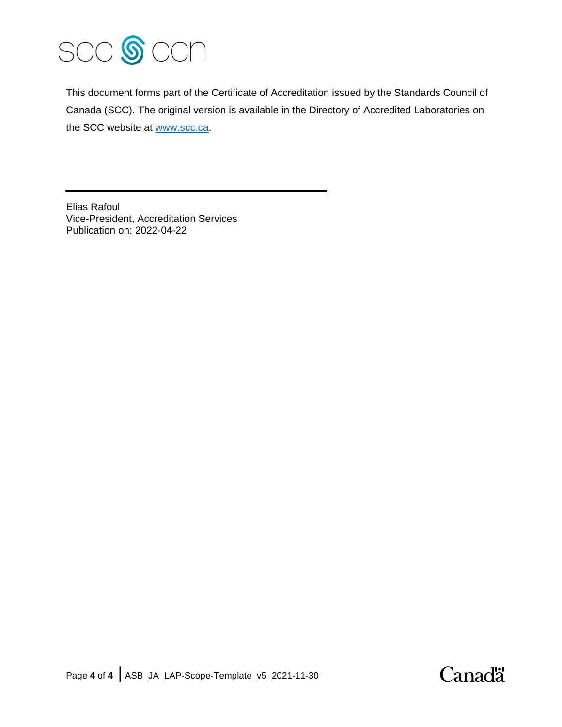This document forms part of the Certificate of Accreditation issued by the Standards Council of Canada (SCC). The original version is available in the Directory of Accredited Laboratories on the SCC website at www.scc.ca.

---

Elias Rafoul
Vice-President, Accreditation Services
Publication on: 2022-04-22